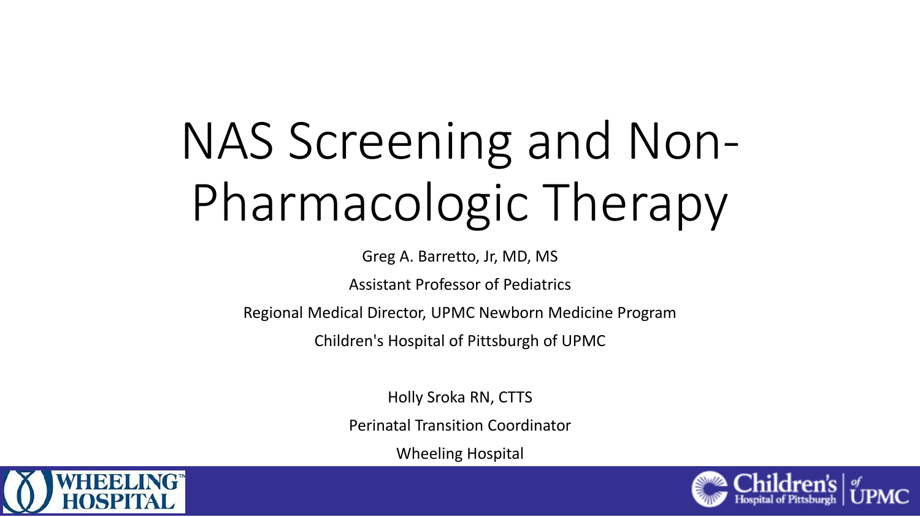# NAS Screening and Non-Pharmacologic Therapy

Greg A. Barretto, Jr, MD, MS

Assistant Professor of Pediatrics

Regional Medical Director, UPMC Newborn Medicine Program

Children's Hospital of Pittsburgh of UPMC

Holly Sroka RN, CTTS

Perinatal Transition Coordinator

Wheeling Hospital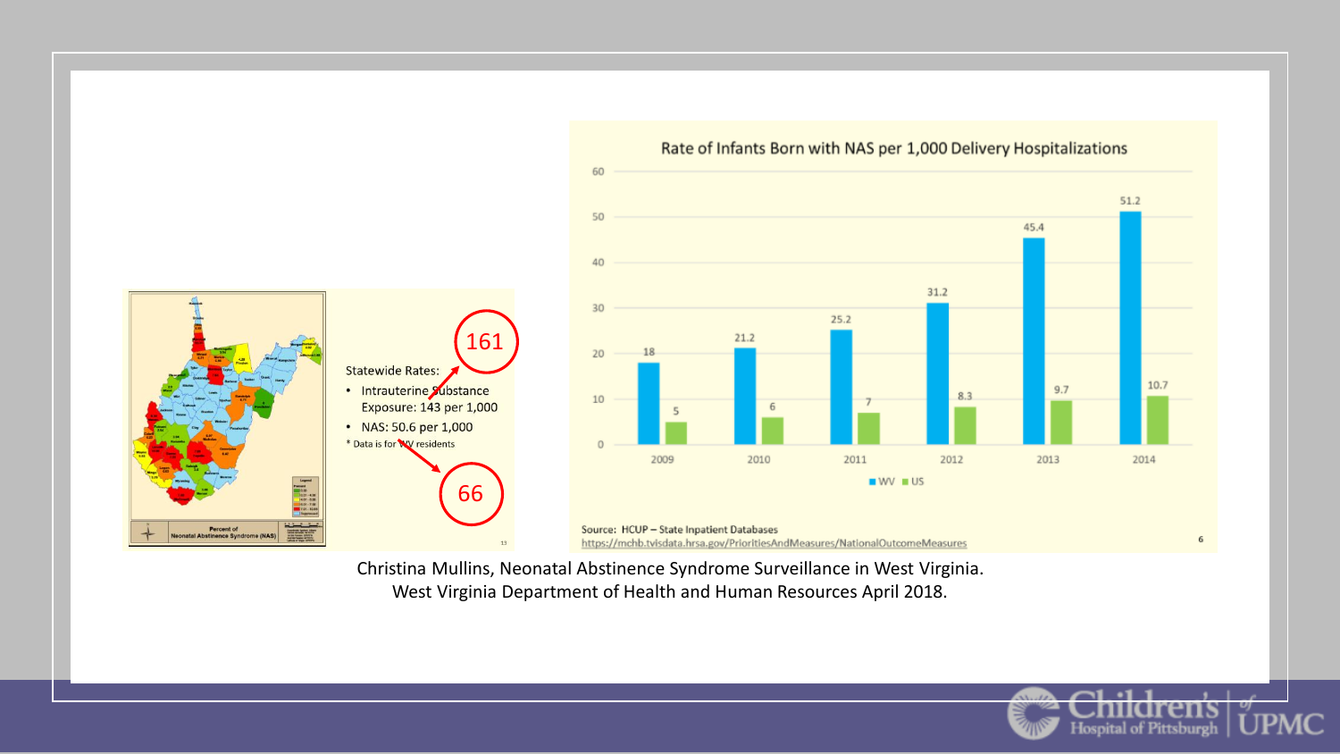Statewide Rates:

- Intrauterine Substance Exposure: 143 per 1,000
- NAS: 50.6 per 1,000

\* Data is for WV residents

161

66

**Rate of Infants Born with NAS per 1,000 Delivery Hospitalizations**

| Year | WV | US |
|---|---|---|
| 2009 | 18 | 5 |
| 2010 | 21.2 | 6 |
| 2011 | 25.2 | 7 |
| 2012 | 31.2 | 8.3 |
| 2013 | 45.4 | 9.7 |
| 2014 | 51.2 | 10.7 |

Source: HCUP – State Inpatient Databases
https://mchb.tvisdata.hrsa.gov/PrioritiesAndMeasures/NationalOutcomeMeasures

Christina Mullins, Neonatal Abstinence Syndrome Surveillance in West Virginia.
West Virginia Department of Health and Human Resources April 2018.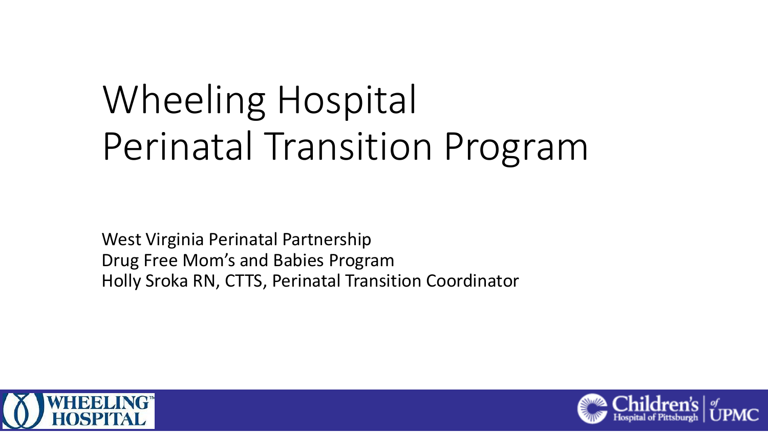# Wheeling Hospital Perinatal Transition Program

West Virginia Perinatal Partnership
Drug Free Mom's and Babies Program
Holly Sroka RN, CTTS, Perinatal Transition Coordinator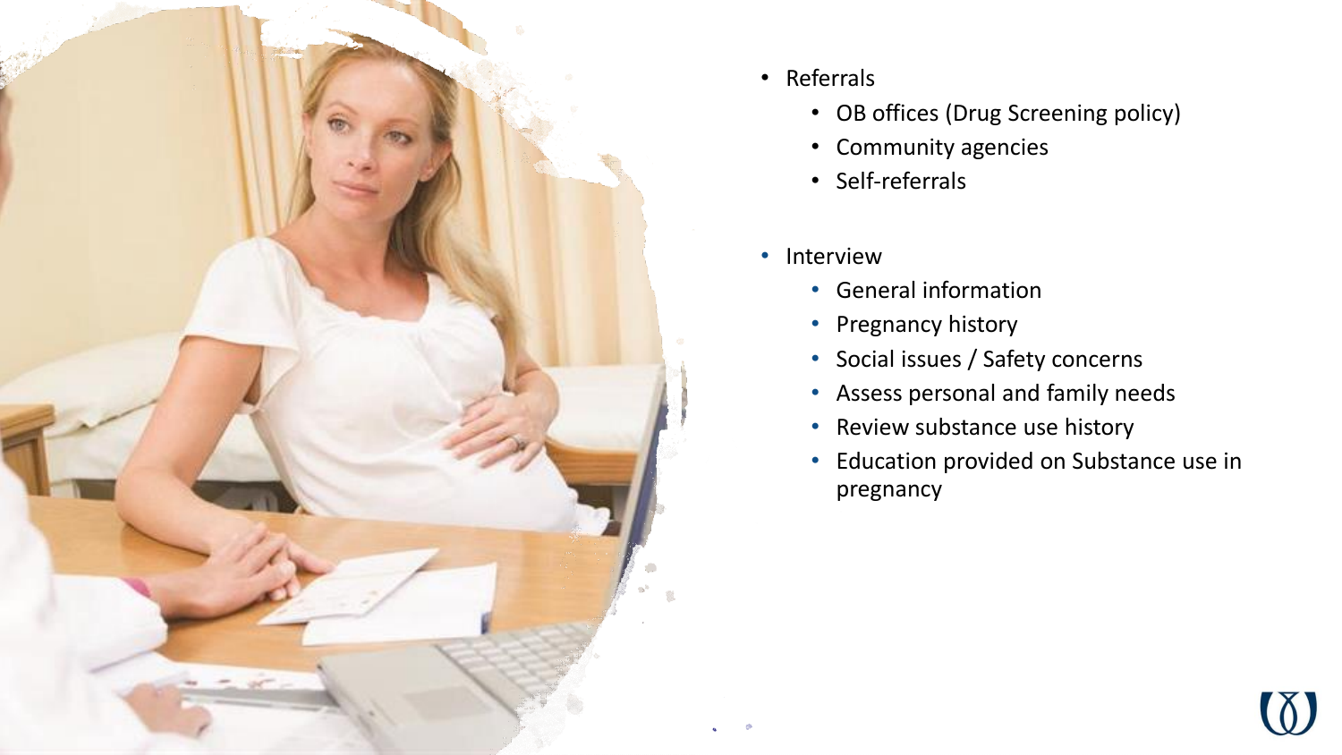- Referrals
  - OB offices (Drug Screening policy)
  - Community agencies
  - Self-referrals

- Interview
  - General information
  - Pregnancy history
  - Social issues / Safety concerns
  - Assess personal and family needs
  - Review substance use history
  - Education provided on Substance use in pregnancy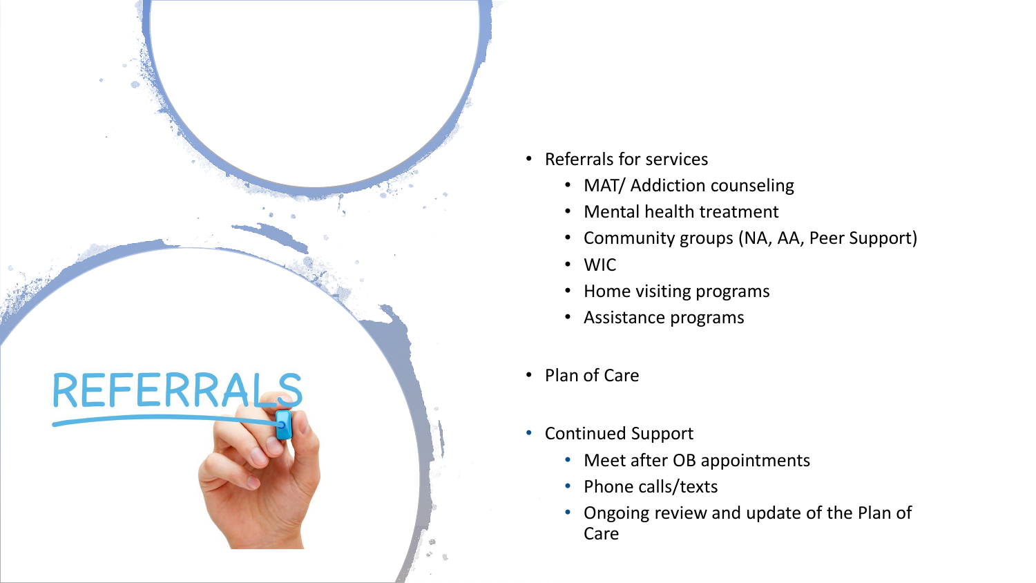# REFERRALS

- Referrals for services
  - MAT/ Addiction counseling
  - Mental health treatment
  - Community groups (NA, AA, Peer Support)
  - WIC
  - Home visiting programs
  - Assistance programs
- Plan of Care
- Continued Support
  - Meet after OB appointments
  - Phone calls/texts
  - Ongoing review and update of the Plan of Care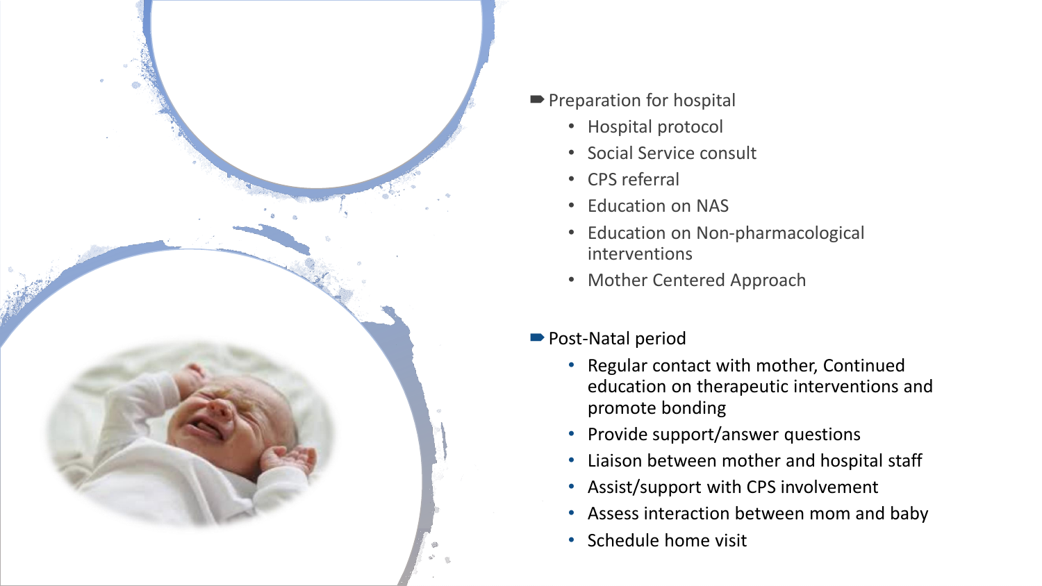- Preparation for hospital
  - Hospital protocol
  - Social Service consult
  - CPS referral
  - Education on NAS
  - Education on Non-pharmacological interventions
  - Mother Centered Approach

- Post-Natal period
  - Regular contact with mother, Continued education on therapeutic interventions and promote bonding
  - Provide support/answer questions
  - Liaison between mother and hospital staff
  - Assist/support with CPS involvement
  - Assess interaction between mom and baby
  - Schedule home visit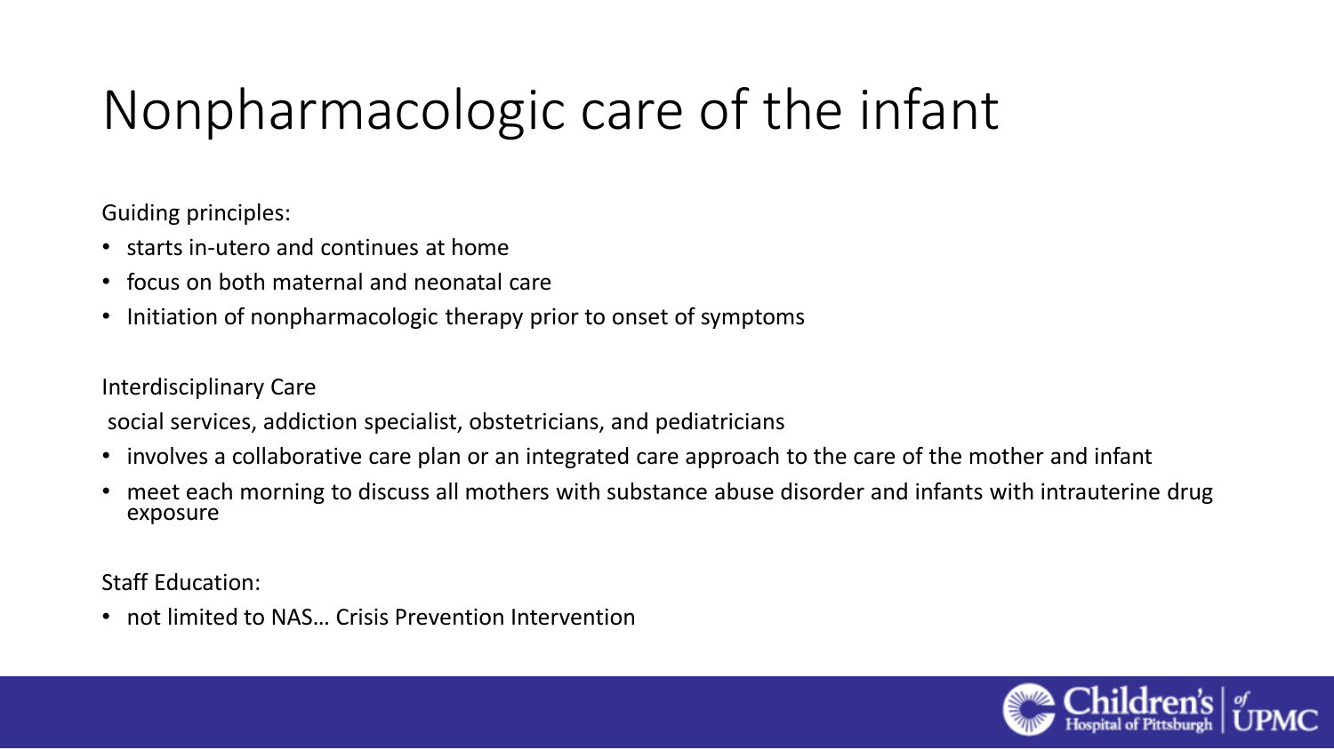# Nonpharmacologic care of the infant

Guiding principles:

- starts in-utero and continues at home
- focus on both maternal and neonatal care
- Initiation of nonpharmacologic therapy prior to onset of symptoms

Interdisciplinary Care

social services, addiction specialist, obstetricians, and pediatricians

- involves a collaborative care plan or an integrated care approach to the care of the mother and infant
- meet each morning to discuss all mothers with substance abuse disorder and infants with intrauterine drug exposure

Staff Education:

- not limited to NAS… Crisis Prevention Intervention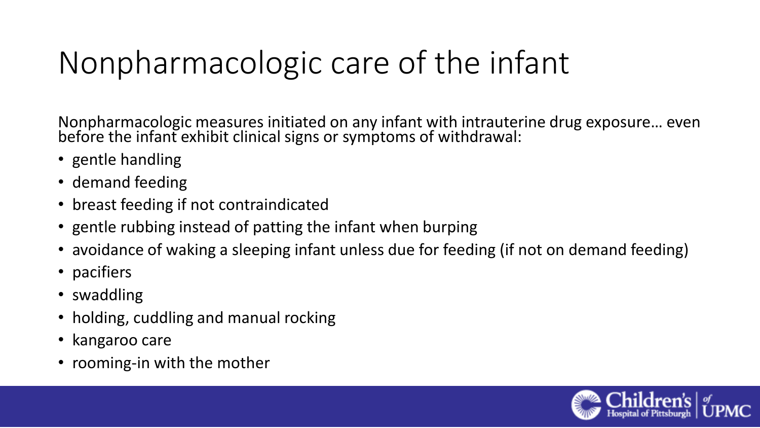# Nonpharmacologic care of the infant

Nonpharmacologic measures initiated on any infant with intrauterine drug exposure… even before the infant exhibit clinical signs or symptoms of withdrawal:

- gentle handling
- demand feeding
- breast feeding if not contraindicated
- gentle rubbing instead of patting the infant when burping
- avoidance of waking a sleeping infant unless due for feeding (if not on demand feeding)
- pacifiers
- swaddling
- holding, cuddling and manual rocking
- kangaroo care
- rooming-in with the mother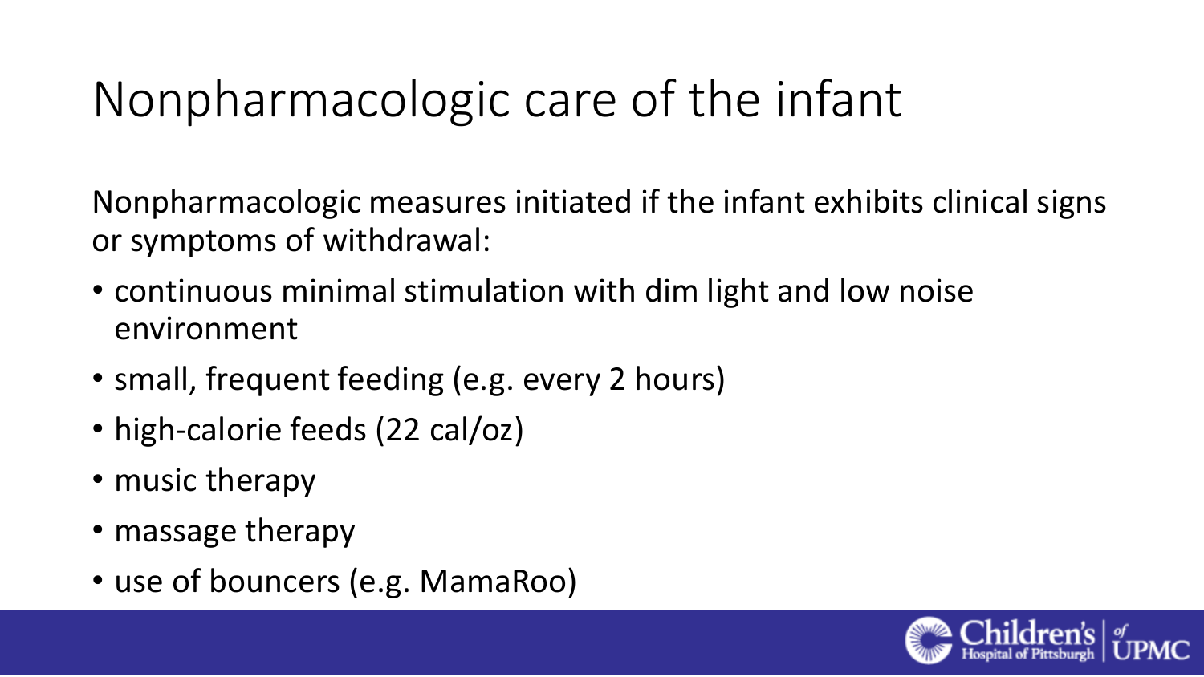# Nonpharmacologic care of the infant

Nonpharmacologic measures initiated if the infant exhibits clinical signs or symptoms of withdrawal:

- continuous minimal stimulation with dim light and low noise environment
- small, frequent feeding (e.g. every 2 hours)
- high-calorie feeds (22 cal/oz)
- music therapy
- massage therapy
- use of bouncers (e.g. MamaRoo)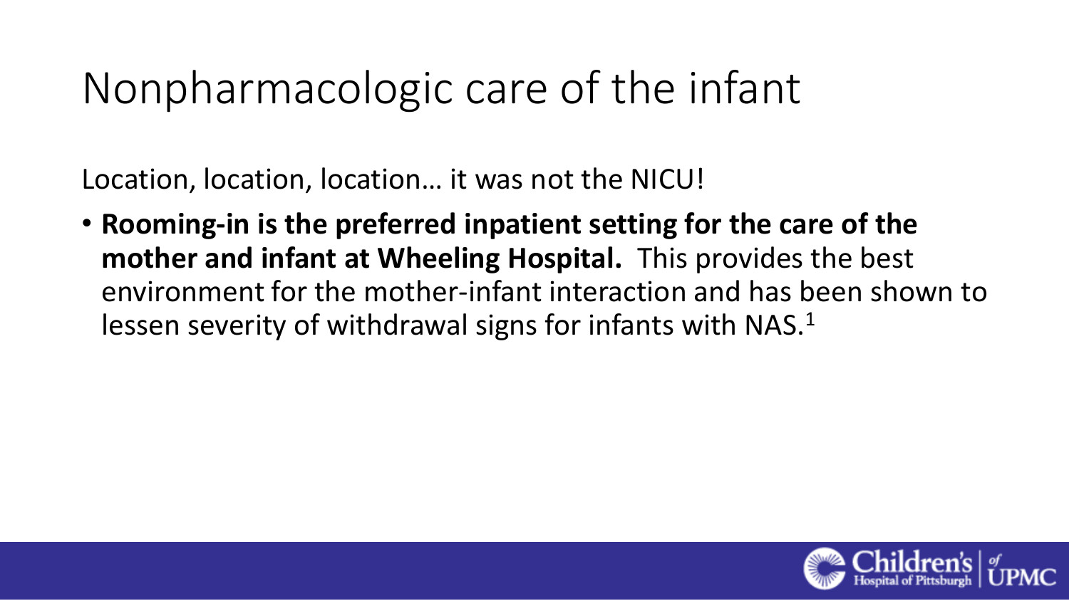# Nonpharmacologic care of the infant

Location, location, location… it was not the NICU!

- **Rooming-in is the preferred inpatient setting for the care of the mother and infant at Wheeling Hospital.** This provides the best environment for the mother-infant interaction and has been shown to lessen severity of withdrawal signs for infants with NAS.[1]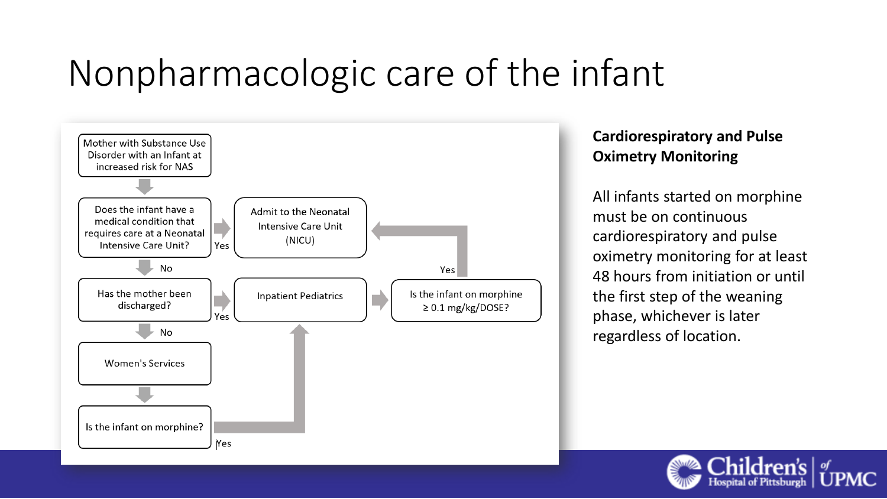# Nonpharmacologic care of the infant

Mother with Substance Use Disorder with an Infant at increased risk for NAS

Does the infant have a medical condition that requires care at a Neonatal Intensive Care Unit?

- Yes → Admit to the Neonatal Intensive Care Unit (NICU)
- No → Has the mother been discharged?
  - Yes → Inpatient Pediatrics → Is the infant on morphine ≥ 0.1 mg/kg/DOSE?
    - Yes → Admit to the Neonatal Intensive Care Unit (NICU)
  - No → Women's Services → Is the infant on morphine?
    - Yes → Inpatient Pediatrics

**Cardiorespiratory and Pulse Oximetry Monitoring**

All infants started on morphine must be on continuous cardiorespiratory and pulse oximetry monitoring for at least 48 hours from initiation or until the first step of the weaning phase, whichever is later regardless of location.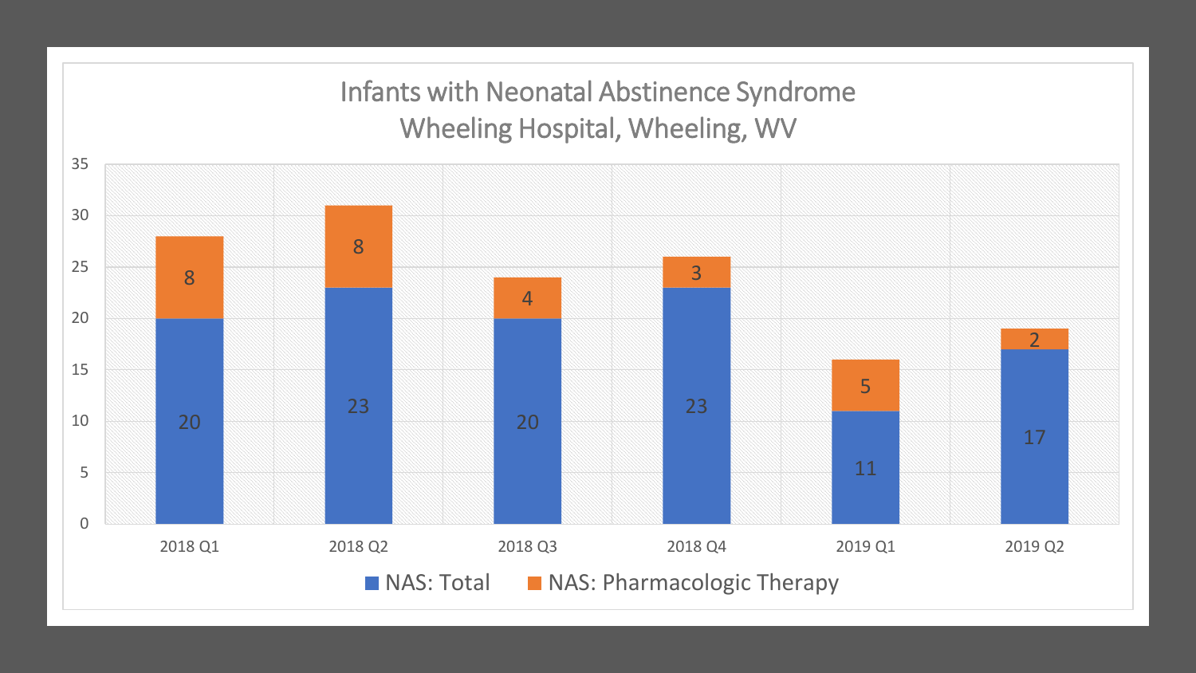# Infants with Neonatal Abstinence Syndrome
## Wheeling Hospital, Wheeling, WV

| Quarter | NAS: Total | NAS: Pharmacologic Therapy |
|---|---|---|
| 2018 Q1 | 20 | 8 |
| 2018 Q2 | 23 | 8 |
| 2018 Q3 | 20 | 4 |
| 2018 Q4 | 23 | 3 |
| 2019 Q1 | 11 | 5 |
| 2019 Q2 | 17 | 2 |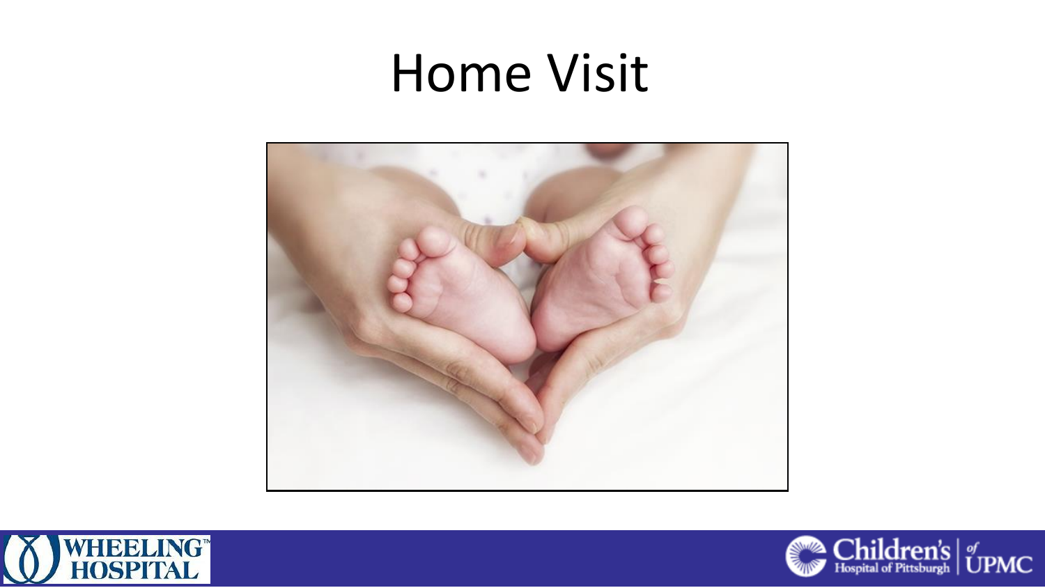# Home Visit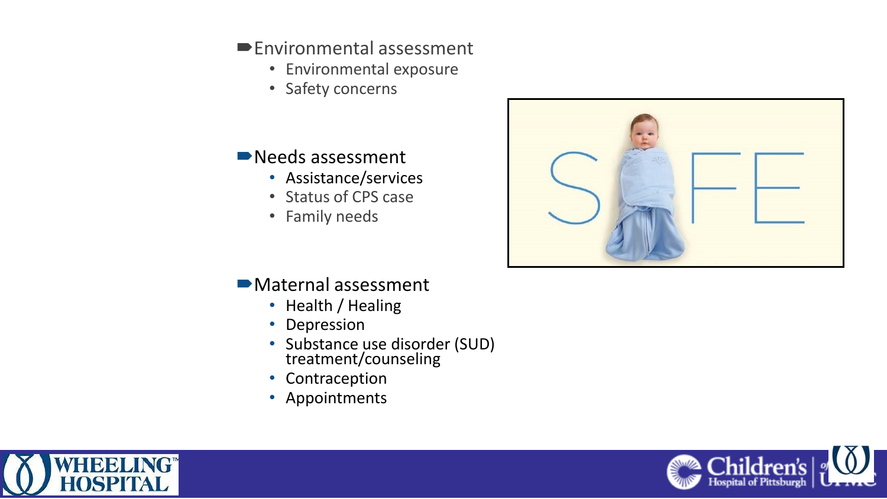- **Environmental assessment**
  - Environmental exposure
  - Safety concerns

- **Needs assessment**
  - Assistance/services
  - Status of CPS case
  - Family needs

- **Maternal assessment**
  - Health / Healing
  - Depression
  - Substance use disorder (SUD) treatment/counseling
  - Contraception
  - Appointments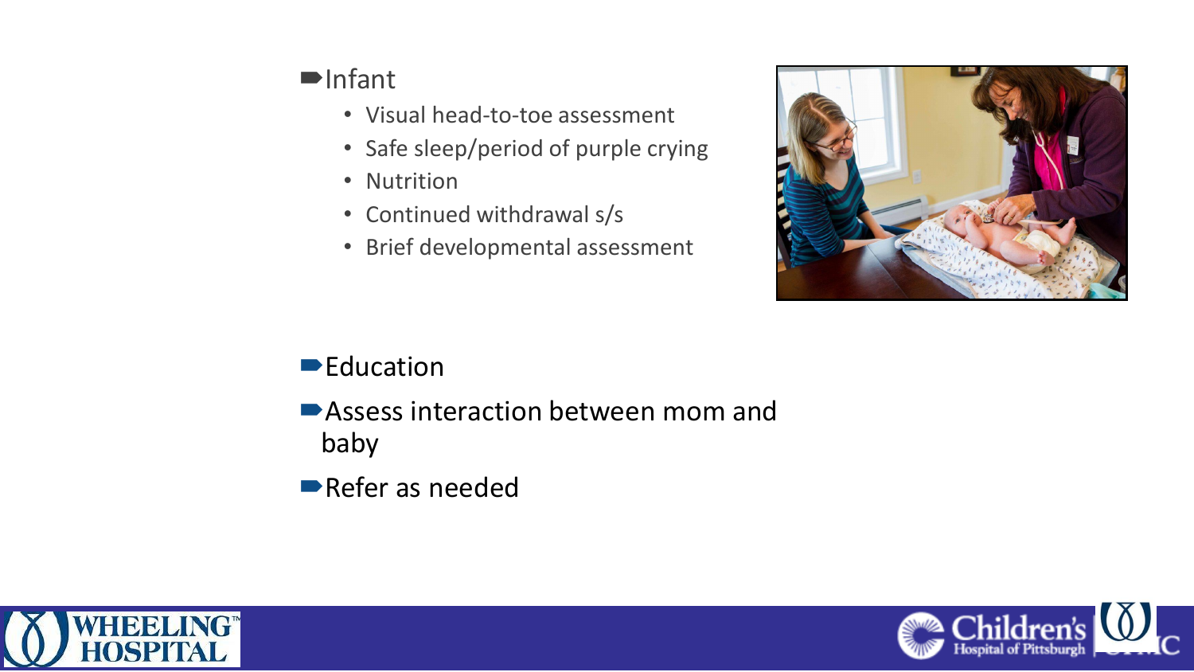- Infant
  - Visual head-to-toe assessment
  - Safe sleep/period of purple crying
  - Nutrition
  - Continued withdrawal s/s
  - Brief developmental assessment
- Education
- Assess interaction between mom and baby
- Refer as needed